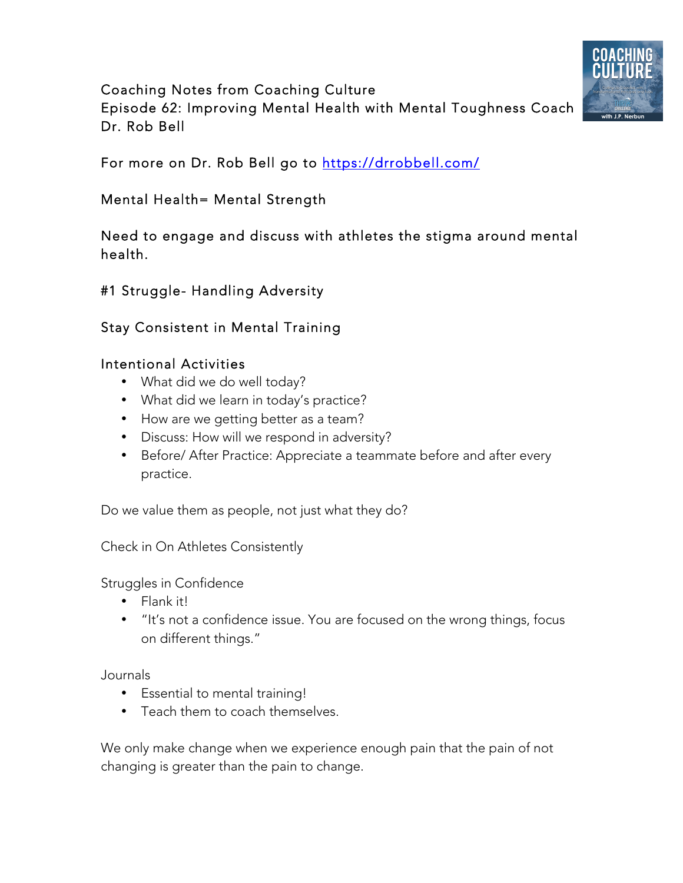Coaching Notes from Coaching Culture
Episode 62: Improving Mental Health with Mental Toughness Coach Dr. Rob Bell

For more on Dr. Rob Bell go to [https://drrobbell.com/](https://drrobbell.com/)

Mental Health= Mental Strength

Need to engage and discuss with athletes the stigma around mental health.

#1 Struggle- Handling Adversity

Stay Consistent in Mental Training

Intentional Activities

- What did we do well today?
- What did we learn in today's practice?
- How are we getting better as a team?
- Discuss: How will we respond in adversity?
- Before/ After Practice: Appreciate a teammate before and after every practice.

Do we value them as people, not just what they do?

Check in On Athletes Consistently

Struggles in Confidence

- Flank it!
- "It's not a confidence issue. You are focused on the wrong things, focus on different things."

Journals

- Essential to mental training!
- Teach them to coach themselves.

We only make change when we experience enough pain that the pain of not changing is greater than the pain to change.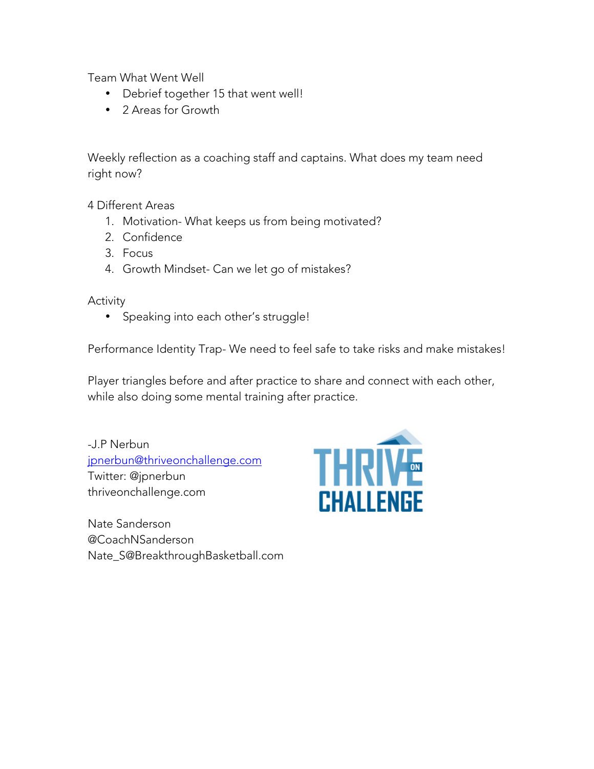Team What Went Well

- Debrief together 15 that went well!
- 2 Areas for Growth

Weekly reflection as a coaching staff and captains. What does my team need right now?

4 Different Areas

1. Motivation- What keeps us from being motivated?
2. Confidence
3. Focus
4. Growth Mindset- Can we let go of mistakes?

Activity

- Speaking into each other's struggle!

Performance Identity Trap- We need to feel safe to take risks and make mistakes!

Player triangles before and after practice to share and connect with each other, while also doing some mental training after practice.

-J.P Nerbun
jpnerbun@thriveonchallenge.com
Twitter: @jpnerbun
thriveonchallenge.com

THRIVE ON CHALLENGE

Nate Sanderson
@CoachNSanderson
Nate_S@BreakthroughBasketball.com